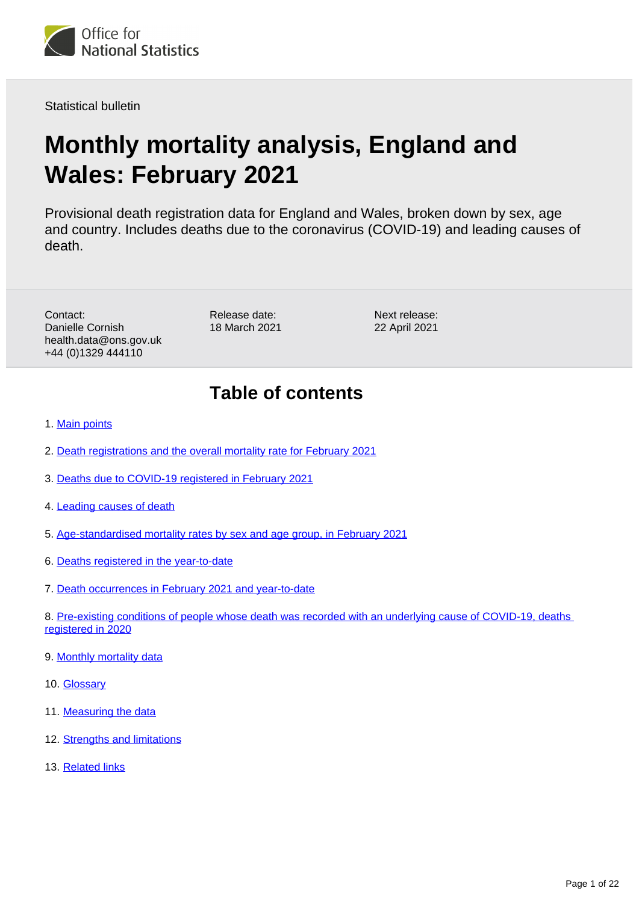Office for National Statistics

Statistical bulletin

# Monthly mortality analysis, England and Wales: February 2021

Provisional death registration data for England and Wales, broken down by sex, age and country. Includes deaths due to the coronavirus (COVID-19) and leading causes of death.

Contact:
Danielle Cornish
health.data@ons.gov.uk
+44 (0)1329 444110

Release date:
18 March 2021

Next release:
22 April 2021

## Table of contents

1. Main points
2. Death registrations and the overall mortality rate for February 2021
3. Deaths due to COVID-19 registered in February 2021
4. Leading causes of death
5. Age-standardised mortality rates by sex and age group, in February 2021
6. Deaths registered in the year-to-date
7. Death occurrences in February 2021 and year-to-date
8. Pre-existing conditions of people whose death was recorded with an underlying cause of COVID-19, deaths registered in 2020
9. Monthly mortality data
10. Glossary
11. Measuring the data
12. Strengths and limitations
13. Related links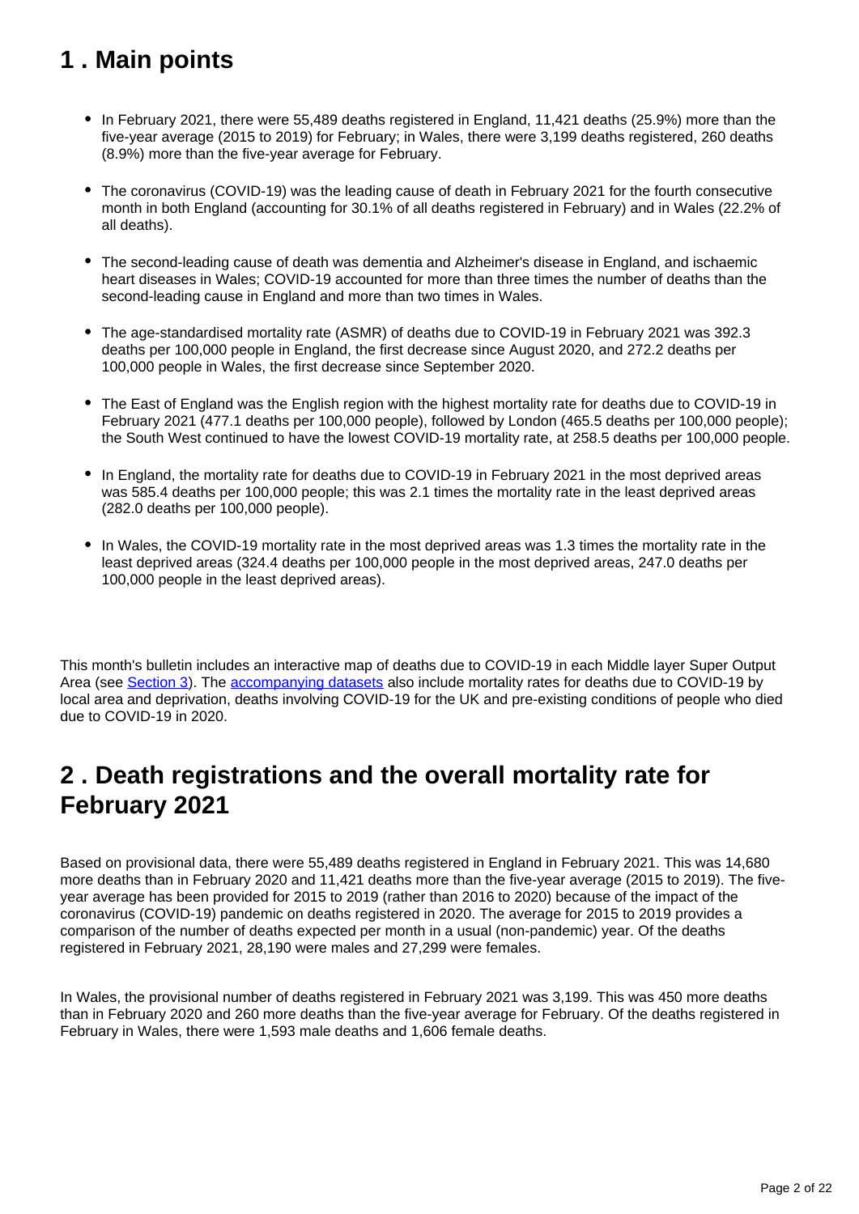## 1 . Main points

- In February 2021, there were 55,489 deaths registered in England, 11,421 deaths (25.9%) more than the five-year average (2015 to 2019) for February; in Wales, there were 3,199 deaths registered, 260 deaths (8.9%) more than the five-year average for February.
- The coronavirus (COVID-19) was the leading cause of death in February 2021 for the fourth consecutive month in both England (accounting for 30.1% of all deaths registered in February) and in Wales (22.2% of all deaths).
- The second-leading cause of death was dementia and Alzheimer's disease in England, and ischaemic heart diseases in Wales; COVID-19 accounted for more than three times the number of deaths than the second-leading cause in England and more than two times in Wales.
- The age-standardised mortality rate (ASMR) of deaths due to COVID-19 in February 2021 was 392.3 deaths per 100,000 people in England, the first decrease since August 2020, and 272.2 deaths per 100,000 people in Wales, the first decrease since September 2020.
- The East of England was the English region with the highest mortality rate for deaths due to COVID-19 in February 2021 (477.1 deaths per 100,000 people), followed by London (465.5 deaths per 100,000 people); the South West continued to have the lowest COVID-19 mortality rate, at 258.5 deaths per 100,000 people.
- In England, the mortality rate for deaths due to COVID-19 in February 2021 in the most deprived areas was 585.4 deaths per 100,000 people; this was 2.1 times the mortality rate in the least deprived areas (282.0 deaths per 100,000 people).
- In Wales, the COVID-19 mortality rate in the most deprived areas was 1.3 times the mortality rate in the least deprived areas (324.4 deaths per 100,000 people in the most deprived areas, 247.0 deaths per 100,000 people in the least deprived areas).

This month's bulletin includes an interactive map of deaths due to COVID-19 in each Middle layer Super Output Area (see Section 3). The accompanying datasets also include mortality rates for deaths due to COVID-19 by local area and deprivation, deaths involving COVID-19 for the UK and pre-existing conditions of people who died due to COVID-19 in 2020.

## 2 . Death registrations and the overall mortality rate for February 2021

Based on provisional data, there were 55,489 deaths registered in England in February 2021. This was 14,680 more deaths than in February 2020 and 11,421 deaths more than the five-year average (2015 to 2019). The five-year average has been provided for 2015 to 2019 (rather than 2016 to 2020) because of the impact of the coronavirus (COVID-19) pandemic on deaths registered in 2020. The average for 2015 to 2019 provides a comparison of the number of deaths expected per month in a usual (non-pandemic) year. Of the deaths registered in February 2021, 28,190 were males and 27,299 were females.

In Wales, the provisional number of deaths registered in February 2021 was 3,199. This was 450 more deaths than in February 2020 and 260 more deaths than the five-year average for February. Of the deaths registered in February in Wales, there were 1,593 male deaths and 1,606 female deaths.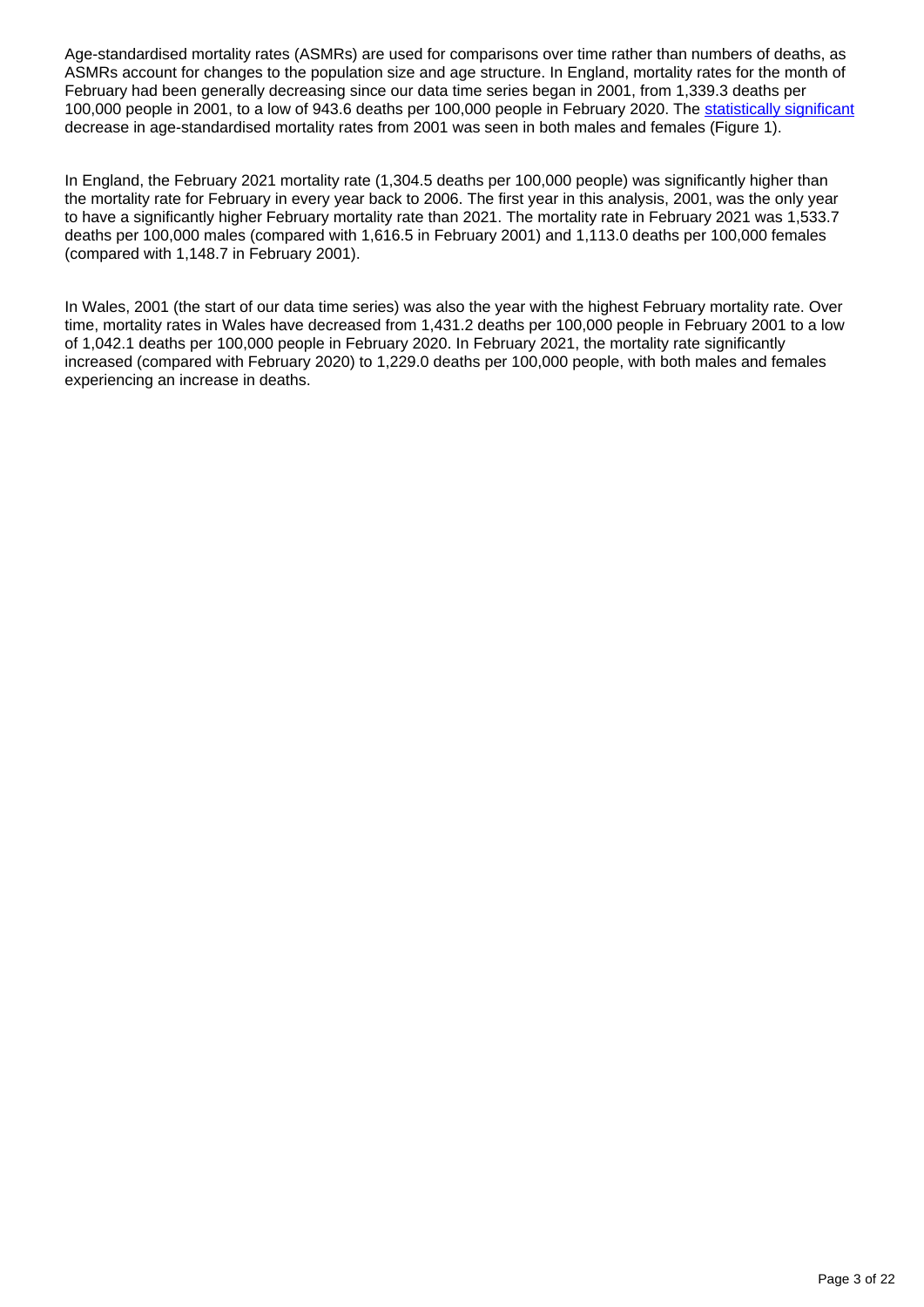Age-standardised mortality rates (ASMRs) are used for comparisons over time rather than numbers of deaths, as ASMRs account for changes to the population size and age structure. In England, mortality rates for the month of February had been generally decreasing since our data time series began in 2001, from 1,339.3 deaths per 100,000 people in 2001, to a low of 943.6 deaths per 100,000 people in February 2020. The statistically significant decrease in age-standardised mortality rates from 2001 was seen in both males and females (Figure 1).

In England, the February 2021 mortality rate (1,304.5 deaths per 100,000 people) was significantly higher than the mortality rate for February in every year back to 2006. The first year in this analysis, 2001, was the only year to have a significantly higher February mortality rate than 2021. The mortality rate in February 2021 was 1,533.7 deaths per 100,000 males (compared with 1,616.5 in February 2001) and 1,113.0 deaths per 100,000 females (compared with 1,148.7 in February 2001).

In Wales, 2001 (the start of our data time series) was also the year with the highest February mortality rate. Over time, mortality rates in Wales have decreased from 1,431.2 deaths per 100,000 people in February 2001 to a low of 1,042.1 deaths per 100,000 people in February 2020. In February 2021, the mortality rate significantly increased (compared with February 2020) to 1,229.0 deaths per 100,000 people, with both males and females experiencing an increase in deaths.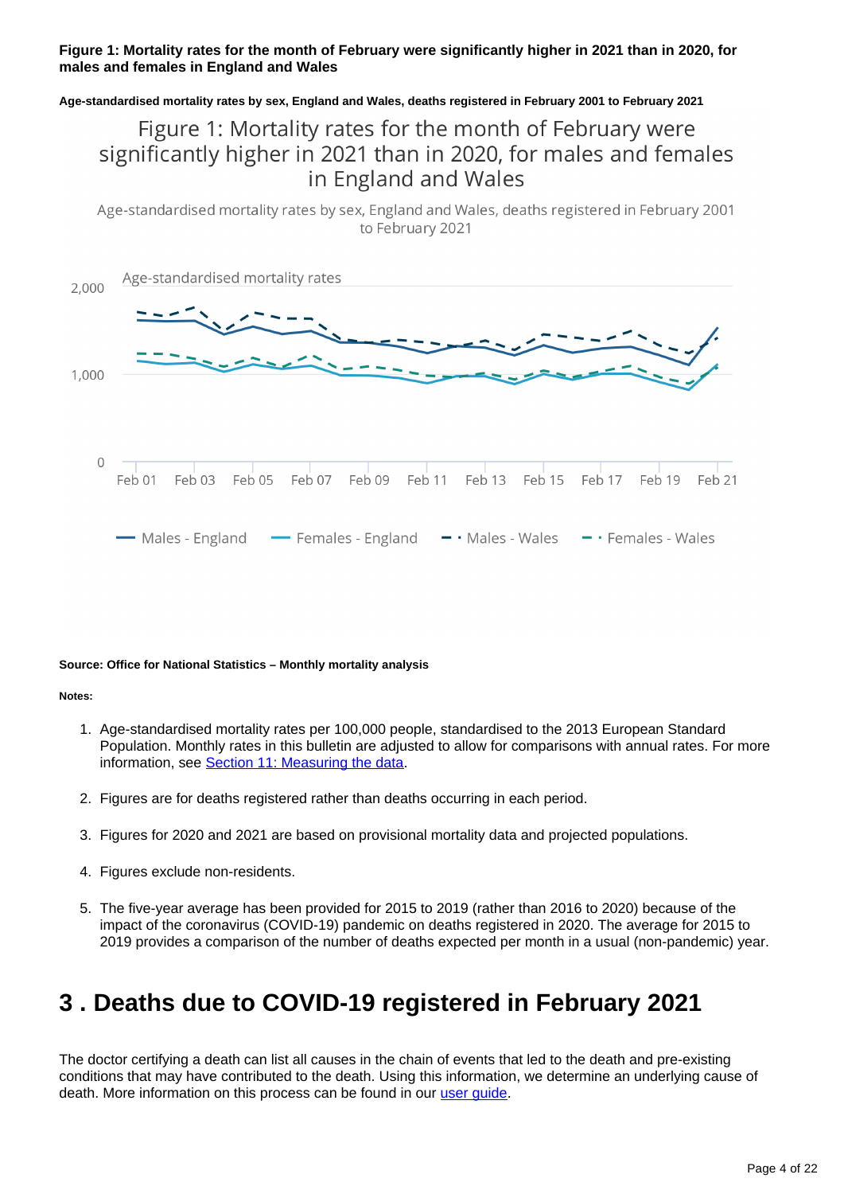**Figure 1: Mortality rates for the month of February were significantly higher in 2021 than in 2020, for males and females in England and Wales**

**Age-standardised mortality rates by sex, England and Wales, deaths registered in February 2001 to February 2021**

**Source: Office for National Statistics – Monthly mortality analysis**

**Notes:**

1. Age-standardised mortality rates per 100,000 people, standardised to the 2013 European Standard Population. Monthly rates in this bulletin are adjusted to allow for comparisons with annual rates. For more information, see Section 11: Measuring the data.
2. Figures are for deaths registered rather than deaths occurring in each period.
3. Figures for 2020 and 2021 are based on provisional mortality data and projected populations.
4. Figures exclude non-residents.
5. The five-year average has been provided for 2015 to 2019 (rather than 2016 to 2020) because of the impact of the coronavirus (COVID-19) pandemic on deaths registered in 2020. The average for 2015 to 2019 provides a comparison of the number of deaths expected per month in a usual (non-pandemic) year.

# 3 . Deaths due to COVID-19 registered in February 2021

The doctor certifying a death can list all causes in the chain of events that led to the death and pre-existing conditions that may have contributed to the death. Using this information, we determine an underlying cause of death. More information on this process can be found in our user guide.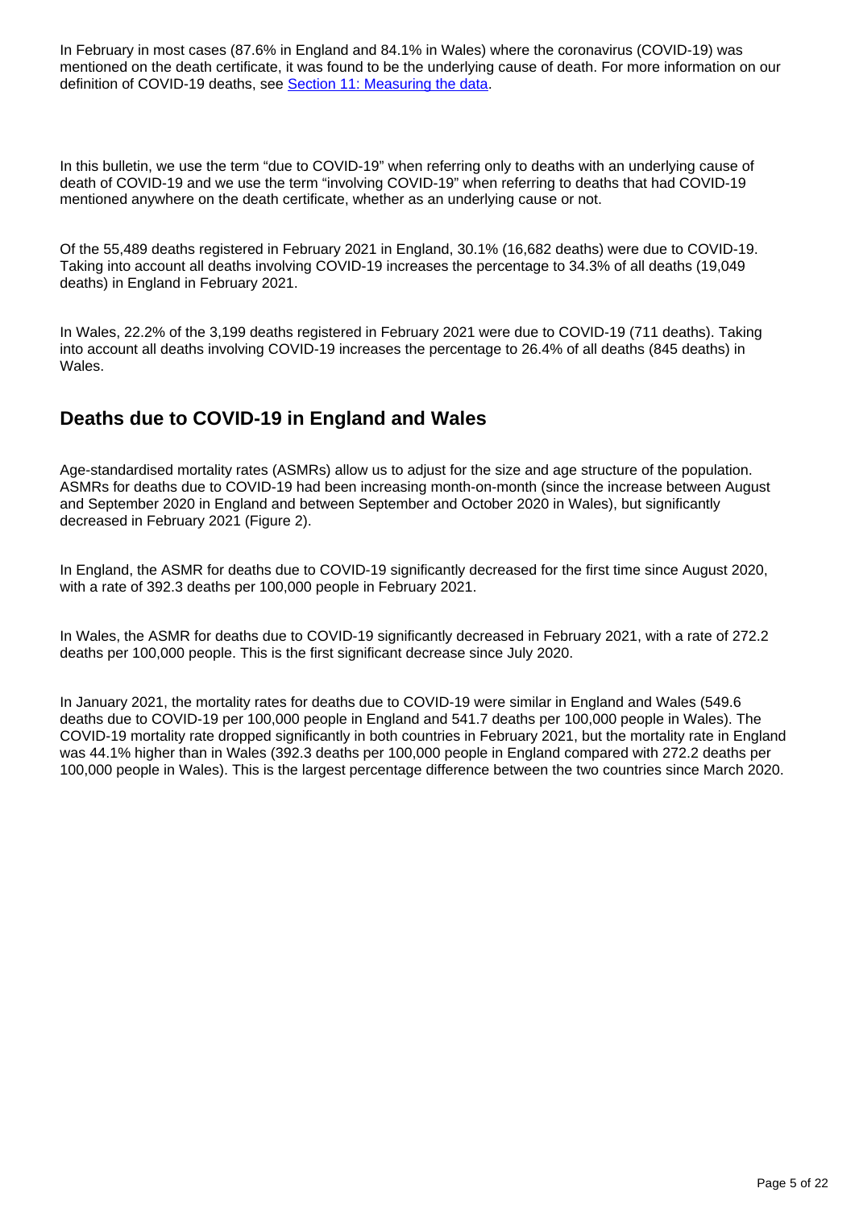In February in most cases (87.6% in England and 84.1% in Wales) where the coronavirus (COVID-19) was mentioned on the death certificate, it was found to be the underlying cause of death. For more information on our definition of COVID-19 deaths, see [Section 11: Measuring the data](#).

In this bulletin, we use the term "due to COVID-19" when referring only to deaths with an underlying cause of death of COVID-19 and we use the term "involving COVID-19" when referring to deaths that had COVID-19 mentioned anywhere on the death certificate, whether as an underlying cause or not.

Of the 55,489 deaths registered in February 2021 in England, 30.1% (16,682 deaths) were due to COVID-19. Taking into account all deaths involving COVID-19 increases the percentage to 34.3% of all deaths (19,049 deaths) in England in February 2021.

In Wales, 22.2% of the 3,199 deaths registered in February 2021 were due to COVID-19 (711 deaths). Taking into account all deaths involving COVID-19 increases the percentage to 26.4% of all deaths (845 deaths) in Wales.

## Deaths due to COVID-19 in England and Wales

Age-standardised mortality rates (ASMRs) allow us to adjust for the size and age structure of the population. ASMRs for deaths due to COVID-19 had been increasing month-on-month (since the increase between August and September 2020 in England and between September and October 2020 in Wales), but significantly decreased in February 2021 (Figure 2).

In England, the ASMR for deaths due to COVID-19 significantly decreased for the first time since August 2020, with a rate of 392.3 deaths per 100,000 people in February 2021.

In Wales, the ASMR for deaths due to COVID-19 significantly decreased in February 2021, with a rate of 272.2 deaths per 100,000 people. This is the first significant decrease since July 2020.

In January 2021, the mortality rates for deaths due to COVID-19 were similar in England and Wales (549.6 deaths due to COVID-19 per 100,000 people in England and 541.7 deaths per 100,000 people in Wales). The COVID-19 mortality rate dropped significantly in both countries in February 2021, but the mortality rate in England was 44.1% higher than in Wales (392.3 deaths per 100,000 people in England compared with 272.2 deaths per 100,000 people in Wales). This is the largest percentage difference between the two countries since March 2020.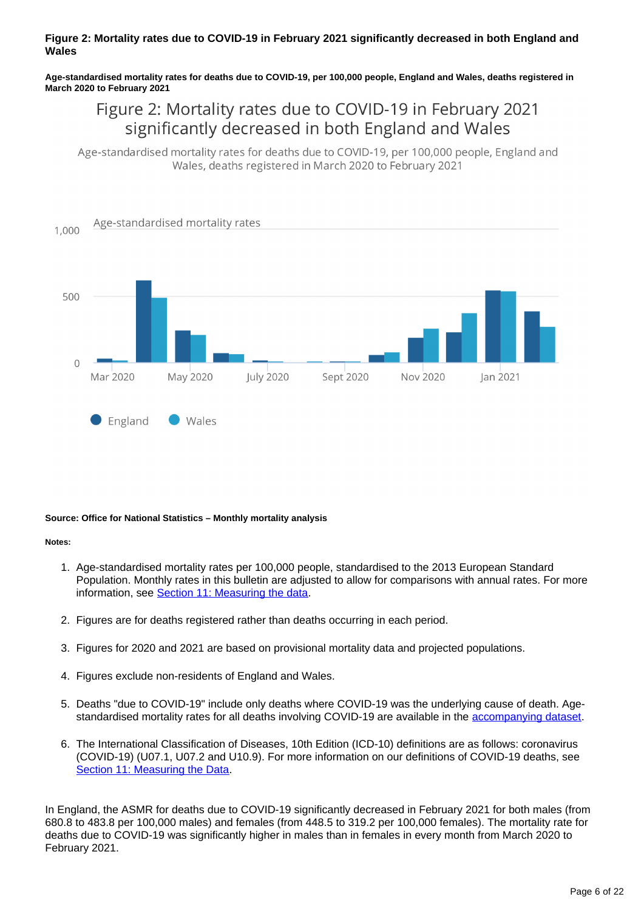**Figure 2: Mortality rates due to COVID-19 in February 2021 significantly decreased in both England and Wales**

**Age-standardised mortality rates for deaths due to COVID-19, per 100,000 people, England and Wales, deaths registered in March 2020 to February 2021**

Figure 2: Mortality rates due to COVID-19 in February 2021 significantly decreased in both England and Wales

Age-standardised mortality rates for deaths due to COVID-19, per 100,000 people, England and Wales, deaths registered in March 2020 to February 2021

Age-standardised mortality rates

1,000

500

0

Mar 2020 May 2020 July 2020 Sept 2020 Nov 2020 Jan 2021

England Wales

**Source: Office for National Statistics – Monthly mortality analysis**

**Notes:**

1. Age-standardised mortality rates per 100,000 people, standardised to the 2013 European Standard Population. Monthly rates in this bulletin are adjusted to allow for comparisons with annual rates. For more information, see Section 11: Measuring the data.
2. Figures are for deaths registered rather than deaths occurring in each period.
3. Figures for 2020 and 2021 are based on provisional mortality data and projected populations.
4. Figures exclude non-residents of England and Wales.
5. Deaths "due to COVID-19" include only deaths where COVID-19 was the underlying cause of death. Age-standardised mortality rates for all deaths involving COVID-19 are available in the accompanying dataset.
6. The International Classification of Diseases, 10th Edition (ICD-10) definitions are as follows: coronavirus (COVID-19) (U07.1, U07.2 and U10.9). For more information on our definitions of COVID-19 deaths, see Section 11: Measuring the Data.

In England, the ASMR for deaths due to COVID-19 significantly decreased in February 2021 for both males (from 680.8 to 483.8 per 100,000 males) and females (from 448.5 to 319.2 per 100,000 females). The mortality rate for deaths due to COVID-19 was significantly higher in males than in females in every month from March 2020 to February 2021.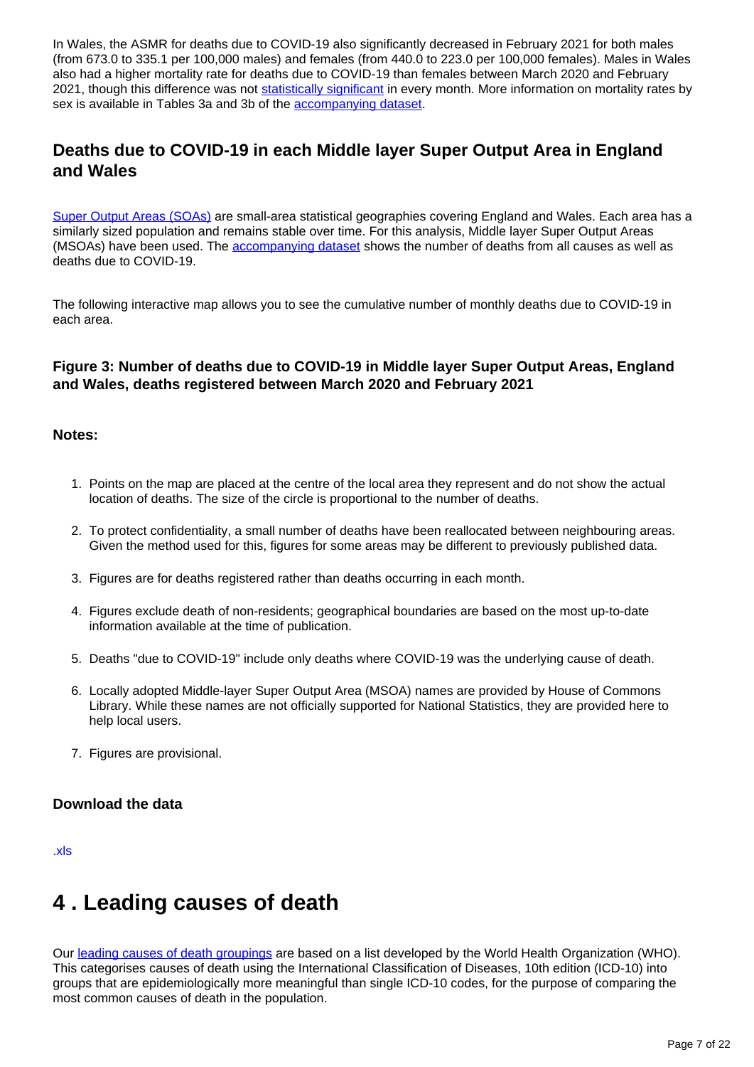In Wales, the ASMR for deaths due to COVID-19 also significantly decreased in February 2021 for both males (from 673.0 to 335.1 per 100,000 males) and females (from 440.0 to 223.0 per 100,000 females). Males in Wales also had a higher mortality rate for deaths due to COVID-19 than females between March 2020 and February 2021, though this difference was not statistically significant in every month. More information on mortality rates by sex is available in Tables 3a and 3b of the accompanying dataset.

### Deaths due to COVID-19 in each Middle layer Super Output Area in England and Wales

Super Output Areas (SOAs) are small-area statistical geographies covering England and Wales. Each area has a similarly sized population and remains stable over time. For this analysis, Middle layer Super Output Areas (MSOAs) have been used. The accompanying dataset shows the number of deaths from all causes as well as deaths due to COVID-19.

The following interactive map allows you to see the cumulative number of monthly deaths due to COVID-19 in each area.

#### Figure 3: Number of deaths due to COVID-19 in Middle layer Super Output Areas, England and Wales, deaths registered between March 2020 and February 2021

#### Notes:

1. Points on the map are placed at the centre of the local area they represent and do not show the actual location of deaths. The size of the circle is proportional to the number of deaths.
2. To protect confidentiality, a small number of deaths have been reallocated between neighbouring areas. Given the method used for this, figures for some areas may be different to previously published data.
3. Figures are for deaths registered rather than deaths occurring in each month.
4. Figures exclude death of non-residents; geographical boundaries are based on the most up-to-date information available at the time of publication.
5. Deaths "due to COVID-19" include only deaths where COVID-19 was the underlying cause of death.
6. Locally adopted Middle-layer Super Output Area (MSOA) names are provided by House of Commons Library. While these names are not officially supported for National Statistics, they are provided here to help local users.
7. Figures are provisional.

#### Download the data

.xls

## 4 . Leading causes of death

Our leading causes of death groupings are based on a list developed by the World Health Organization (WHO). This categorises causes of death using the International Classification of Diseases, 10th edition (ICD-10) into groups that are epidemiologically more meaningful than single ICD-10 codes, for the purpose of comparing the most common causes of death in the population.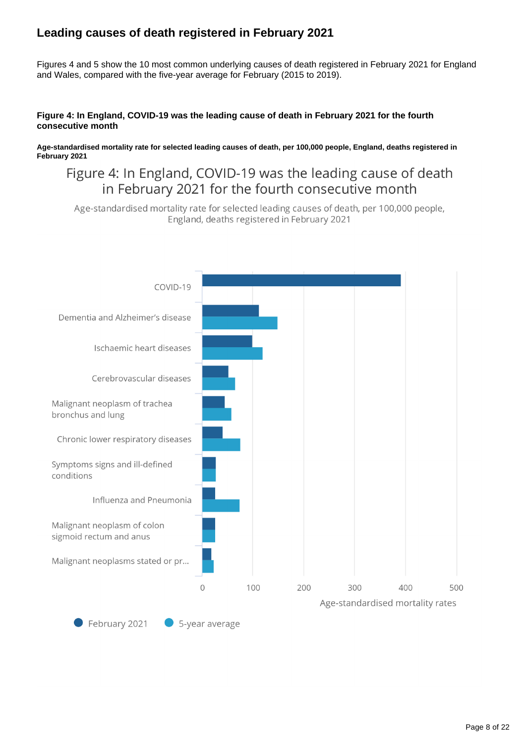## Leading causes of death registered in February 2021

Figures 4 and 5 show the 10 most common underlying causes of death registered in February 2021 for England and Wales, compared with the five-year average for February (2015 to 2019).

**Figure 4: In England, COVID-19 was the leading cause of death in February 2021 for the fourth consecutive month**

**Age-standardised mortality rate for selected leading causes of death, per 100,000 people, England, deaths registered in February 2021**

Figure 4: In England, COVID-19 was the leading cause of death in February 2021 for the fourth consecutive month

Age-standardised mortality rate for selected leading causes of death, per 100,000 people, England, deaths registered in February 2021

COVID-19

Dementia and Alzheimer's disease

Ischaemic heart diseases

Cerebrovascular diseases

Malignant neoplasm of trachea bronchus and lung

Chronic lower respiratory diseases

Symptoms signs and ill-defined conditions

Influenza and Pneumonia

Malignant neoplasm of colon sigmoid rectum and anus

Malignant neoplasms stated or pr...

0 100 200 300 400 500

Age-standardised mortality rates

February 2021 5-year average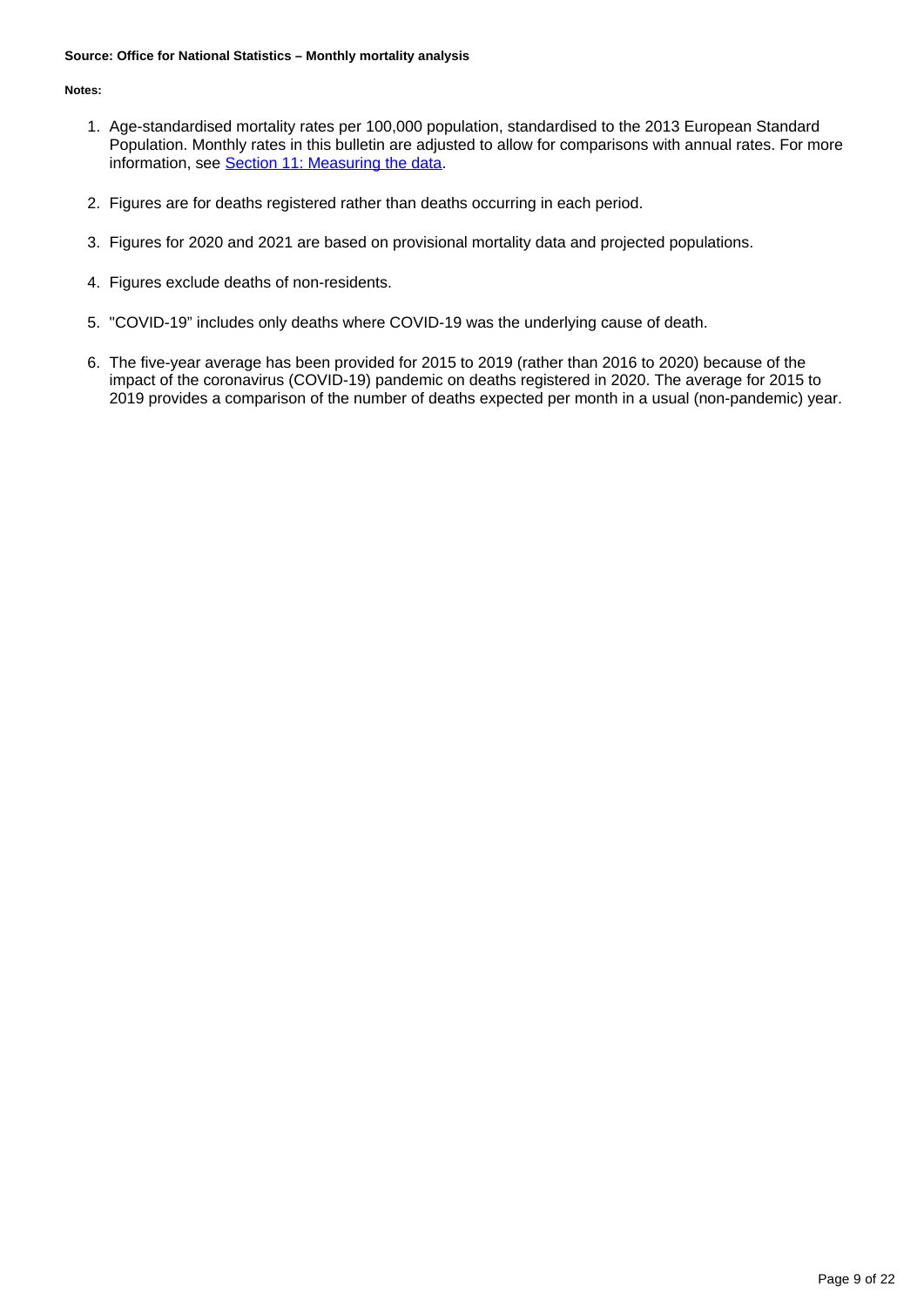**Source: Office for National Statistics – Monthly mortality analysis**

**Notes:**

1. Age-standardised mortality rates per 100,000 population, standardised to the 2013 European Standard Population. Monthly rates in this bulletin are adjusted to allow for comparisons with annual rates. For more information, see [Section 11: Measuring the data](#).

2. Figures are for deaths registered rather than deaths occurring in each period.

3. Figures for 2020 and 2021 are based on provisional mortality data and projected populations.

4. Figures exclude deaths of non-residents.

5. "COVID-19" includes only deaths where COVID-19 was the underlying cause of death.

6. The five-year average has been provided for 2015 to 2019 (rather than 2016 to 2020) because of the impact of the coronavirus (COVID-19) pandemic on deaths registered in 2020. The average for 2015 to 2019 provides a comparison of the number of deaths expected per month in a usual (non-pandemic) year.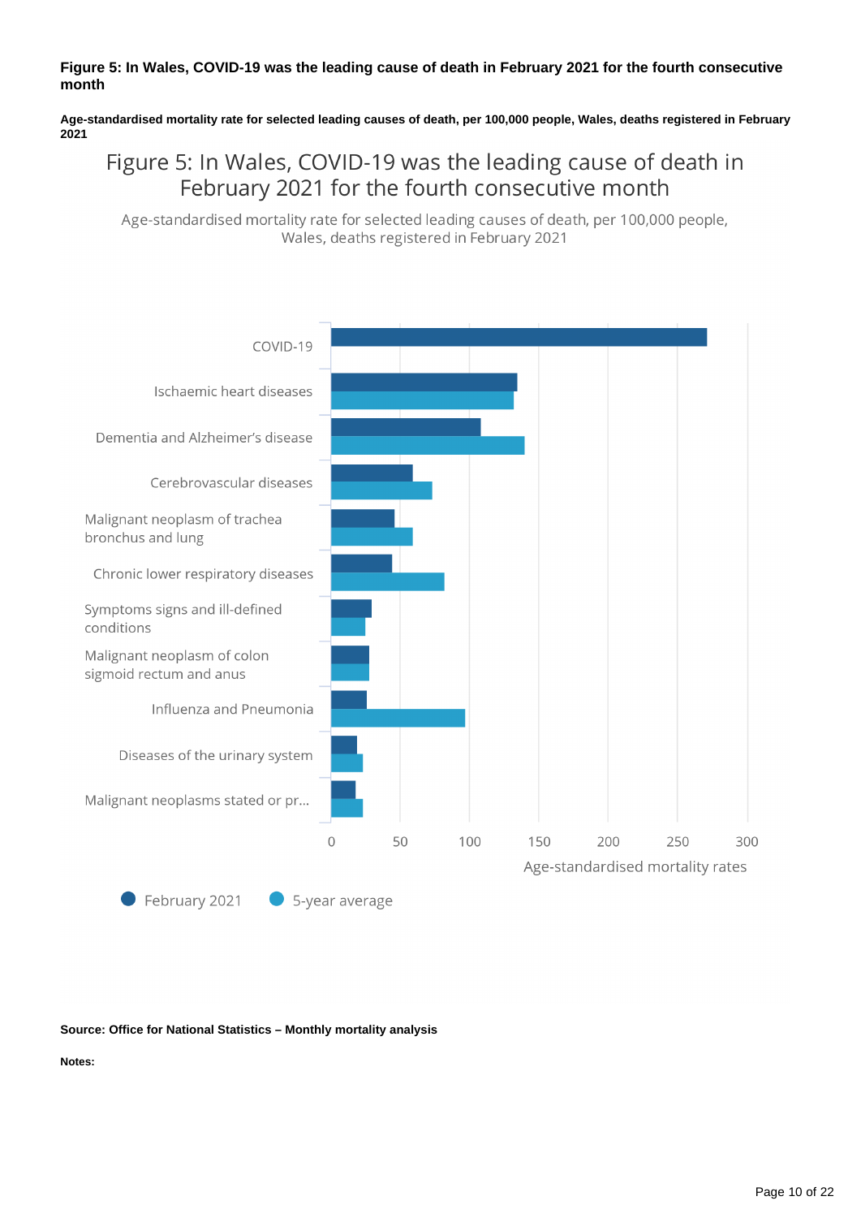**Figure 5: In Wales, COVID-19 was the leading cause of death in February 2021 for the fourth consecutive month**

**Age-standardised mortality rate for selected leading causes of death, per 100,000 people, Wales, deaths registered in February 2021**

Figure 5: In Wales, COVID-19 was the leading cause of death in February 2021 for the fourth consecutive month

Age-standardised mortality rate for selected leading causes of death, per 100,000 people, Wales, deaths registered in February 2021

COVID-19

Ischaemic heart diseases

Dementia and Alzheimer's disease

Cerebrovascular diseases

Malignant neoplasm of trachea bronchus and lung

Chronic lower respiratory diseases

Symptoms signs and ill-defined conditions

Malignant neoplasm of colon sigmoid rectum and anus

Influenza and Pneumonia

Diseases of the urinary system

Malignant neoplasms stated or pr...

0 50 100 150 200 250 300

Age-standardised mortality rates

February 2021 5-year average

**Source: Office for National Statistics – Monthly mortality analysis**

**Notes:**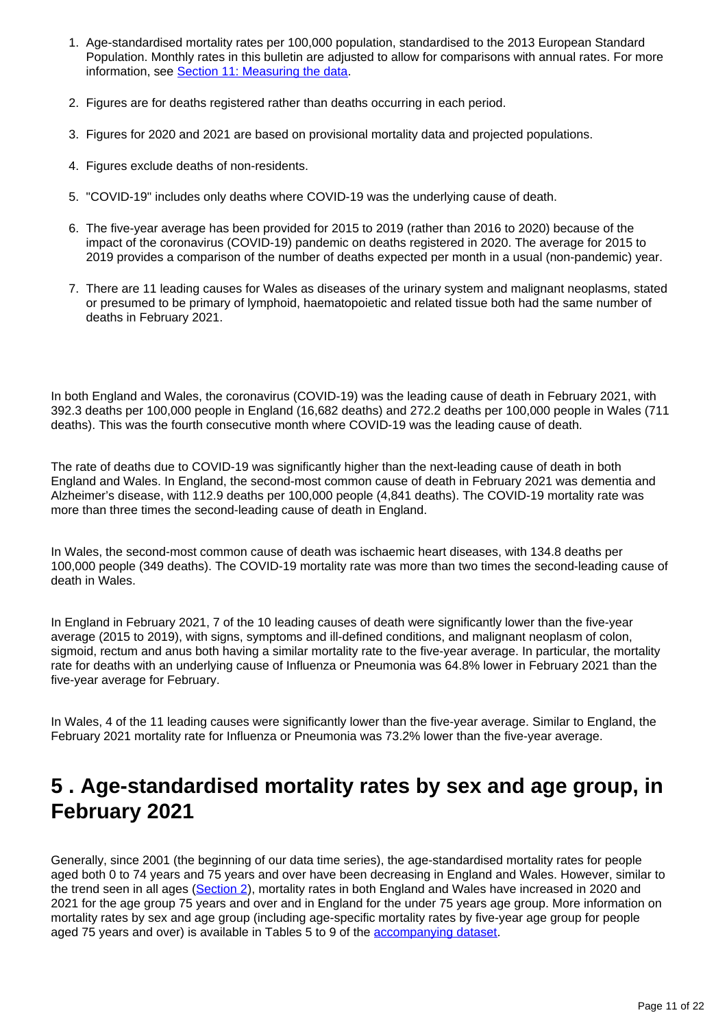1. Age-standardised mortality rates per 100,000 population, standardised to the 2013 European Standard Population. Monthly rates in this bulletin are adjusted to allow for comparisons with annual rates. For more information, see [Section 11: Measuring the data](#).

2. Figures are for deaths registered rather than deaths occurring in each period.

3. Figures for 2020 and 2021 are based on provisional mortality data and projected populations.

4. Figures exclude deaths of non-residents.

5. "COVID-19" includes only deaths where COVID-19 was the underlying cause of death.

6. The five-year average has been provided for 2015 to 2019 (rather than 2016 to 2020) because of the impact of the coronavirus (COVID-19) pandemic on deaths registered in 2020. The average for 2015 to 2019 provides a comparison of the number of deaths expected per month in a usual (non-pandemic) year.

7. There are 11 leading causes for Wales as diseases of the urinary system and malignant neoplasms, stated or presumed to be primary of lymphoid, haematopoietic and related tissue both had the same number of deaths in February 2021.

In both England and Wales, the coronavirus (COVID-19) was the leading cause of death in February 2021, with 392.3 deaths per 100,000 people in England (16,682 deaths) and 272.2 deaths per 100,000 people in Wales (711 deaths). This was the fourth consecutive month where COVID-19 was the leading cause of death.

The rate of deaths due to COVID-19 was significantly higher than the next-leading cause of death in both England and Wales. In England, the second-most common cause of death in February 2021 was dementia and Alzheimer's disease, with 112.9 deaths per 100,000 people (4,841 deaths). The COVID-19 mortality rate was more than three times the second-leading cause of death in England.

In Wales, the second-most common cause of death was ischaemic heart diseases, with 134.8 deaths per 100,000 people (349 deaths). The COVID-19 mortality rate was more than two times the second-leading cause of death in Wales.

In England in February 2021, 7 of the 10 leading causes of death were significantly lower than the five-year average (2015 to 2019), with signs, symptoms and ill-defined conditions, and malignant neoplasm of colon, sigmoid, rectum and anus both having a similar mortality rate to the five-year average. In particular, the mortality rate for deaths with an underlying cause of Influenza or Pneumonia was 64.8% lower in February 2021 than the five-year average for February.

In Wales, 4 of the 11 leading causes were significantly lower than the five-year average. Similar to England, the February 2021 mortality rate for Influenza or Pneumonia was 73.2% lower than the five-year average.

## 5 . Age-standardised mortality rates by sex and age group, in February 2021

Generally, since 2001 (the beginning of our data time series), the age-standardised mortality rates for people aged both 0 to 74 years and 75 years and over have been decreasing in England and Wales. However, similar to the trend seen in all ages ([Section 2](#)), mortality rates in both England and Wales have increased in 2020 and 2021 for the age group 75 years and over and in England for the under 75 years age group. More information on mortality rates by sex and age group (including age-specific mortality rates by five-year age group for people aged 75 years and over) is available in Tables 5 to 9 of the [accompanying dataset](#).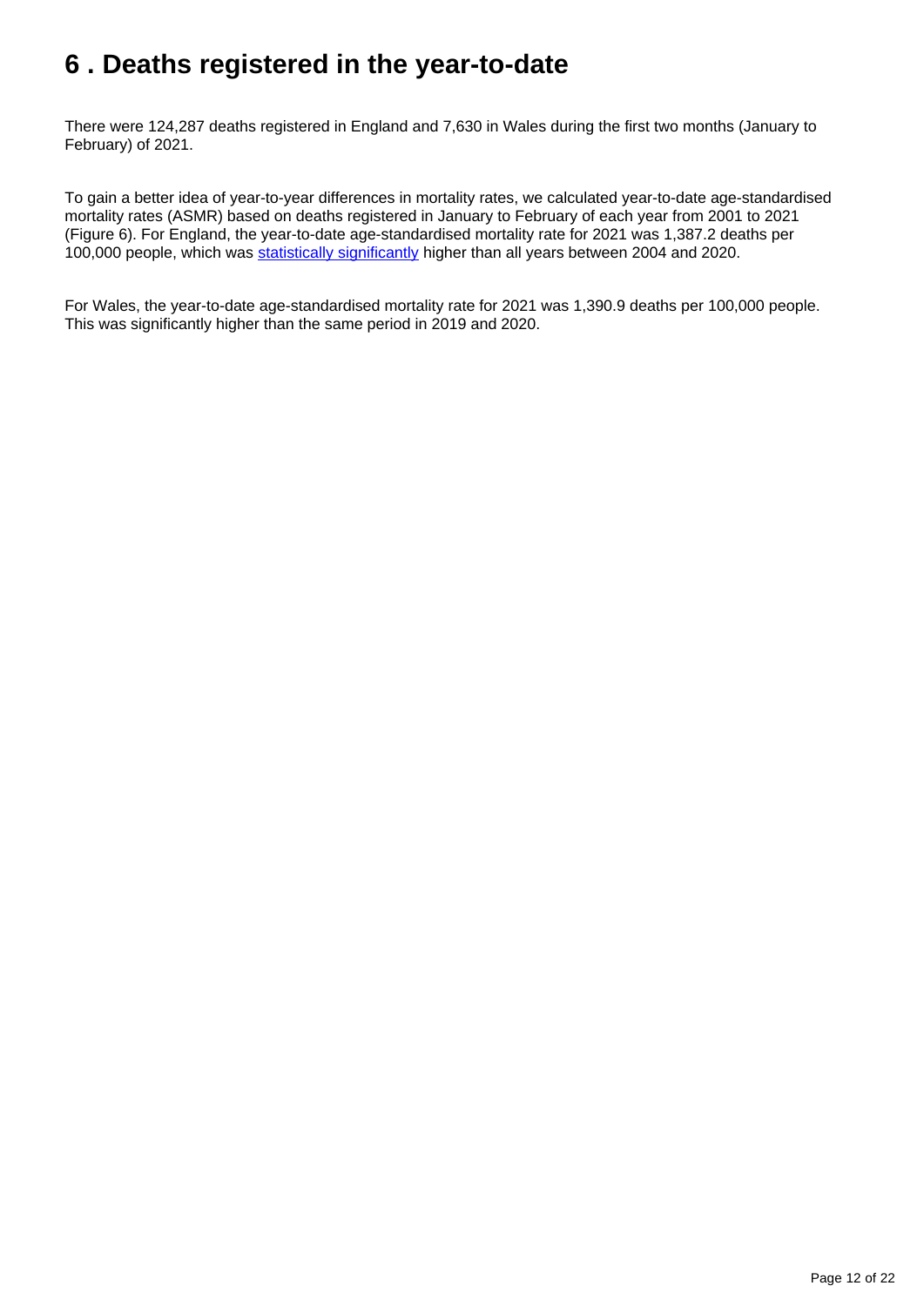# 6 . Deaths registered in the year-to-date

There were 124,287 deaths registered in England and 7,630 in Wales during the first two months (January to February) of 2021.

To gain a better idea of year-to-year differences in mortality rates, we calculated year-to-date age-standardised mortality rates (ASMR) based on deaths registered in January to February of each year from 2001 to 2021 (Figure 6). For England, the year-to-date age-standardised mortality rate for 2021 was 1,387.2 deaths per 100,000 people, which was [statistically significantly]() higher than all years between 2004 and 2020.

For Wales, the year-to-date age-standardised mortality rate for 2021 was 1,390.9 deaths per 100,000 people. This was significantly higher than the same period in 2019 and 2020.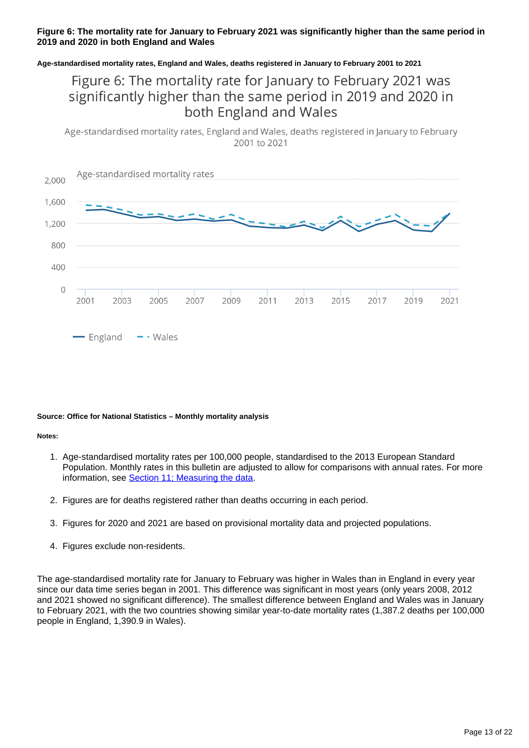**Figure 6: The mortality rate for January to February 2021 was significantly higher than the same period in 2019 and 2020 in both England and Wales**

**Age-standardised mortality rates, England and Wales, deaths registered in January to February 2001 to 2021**

Figure 6: The mortality rate for January to February 2021 was significantly higher than the same period in 2019 and 2020 in both England and Wales

Age-standardised mortality rates, England and Wales, deaths registered in January to February 2001 to 2021

**Source: Office for National Statistics – Monthly mortality analysis**

**Notes:**

1. Age-standardised mortality rates per 100,000 people, standardised to the 2013 European Standard Population. Monthly rates in this bulletin are adjusted to allow for comparisons with annual rates. For more information, see Section 11: Measuring the data.

2. Figures are for deaths registered rather than deaths occurring in each period.

3. Figures for 2020 and 2021 are based on provisional mortality data and projected populations.

4. Figures exclude non-residents.

The age-standardised mortality rate for January to February was higher in Wales than in England in every year since our data time series began in 2001. This difference was significant in most years (only years 2008, 2012 and 2021 showed no significant difference). The smallest difference between England and Wales was in January to February 2021, with the two countries showing similar year-to-date mortality rates (1,387.2 deaths per 100,000 people in England, 1,390.9 in Wales).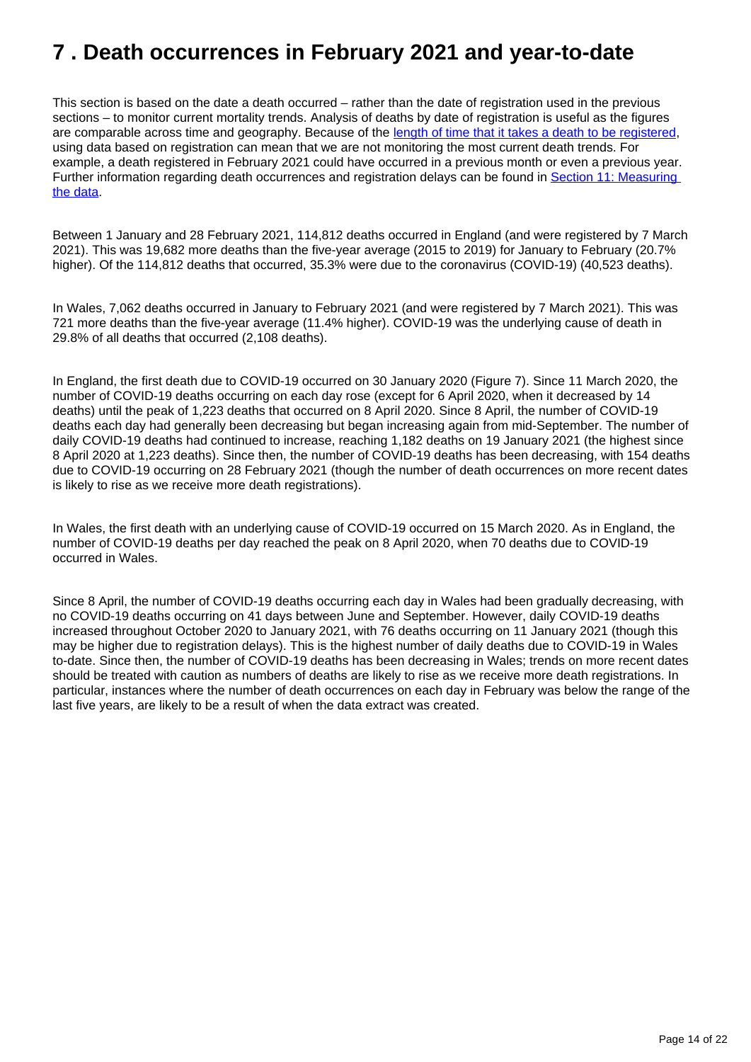# 7 . Death occurrences in February 2021 and year-to-date

This section is based on the date a death occurred – rather than the date of registration used in the previous sections – to monitor current mortality trends. Analysis of deaths by date of registration is useful as the figures are comparable across time and geography. Because of the [length of time that it takes a death to be registered](), using data based on registration can mean that we are not monitoring the most current death trends. For example, a death registered in February 2021 could have occurred in a previous month or even a previous year. Further information regarding death occurrences and registration delays can be found in [Section 11: Measuring the data]().

Between 1 January and 28 February 2021, 114,812 deaths occurred in England (and were registered by 7 March 2021). This was 19,682 more deaths than the five-year average (2015 to 2019) for January to February (20.7% higher). Of the 114,812 deaths that occurred, 35.3% were due to the coronavirus (COVID-19) (40,523 deaths).

In Wales, 7,062 deaths occurred in January to February 2021 (and were registered by 7 March 2021). This was 721 more deaths than the five-year average (11.4% higher). COVID-19 was the underlying cause of death in 29.8% of all deaths that occurred (2,108 deaths).

In England, the first death due to COVID-19 occurred on 30 January 2020 (Figure 7). Since 11 March 2020, the number of COVID-19 deaths occurring on each day rose (except for 6 April 2020, when it decreased by 14 deaths) until the peak of 1,223 deaths that occurred on 8 April 2020. Since 8 April, the number of COVID-19 deaths each day had generally been decreasing but began increasing again from mid-September. The number of daily COVID-19 deaths had continued to increase, reaching 1,182 deaths on 19 January 2021 (the highest since 8 April 2020 at 1,223 deaths). Since then, the number of COVID-19 deaths has been decreasing, with 154 deaths due to COVID-19 occurring on 28 February 2021 (though the number of death occurrences on more recent dates is likely to rise as we receive more death registrations).

In Wales, the first death with an underlying cause of COVID-19 occurred on 15 March 2020. As in England, the number of COVID-19 deaths per day reached the peak on 8 April 2020, when 70 deaths due to COVID-19 occurred in Wales.

Since 8 April, the number of COVID-19 deaths occurring each day in Wales had been gradually decreasing, with no COVID-19 deaths occurring on 41 days between June and September. However, daily COVID-19 deaths increased throughout October 2020 to January 2021, with 76 deaths occurring on 11 January 2021 (though this may be higher due to registration delays). This is the highest number of daily deaths due to COVID-19 in Wales to-date. Since then, the number of COVID-19 deaths has been decreasing in Wales; trends on more recent dates should be treated with caution as numbers of deaths are likely to rise as we receive more death registrations. In particular, instances where the number of death occurrences on each day in February was below the range of the last five years, are likely to be a result of when the data extract was created.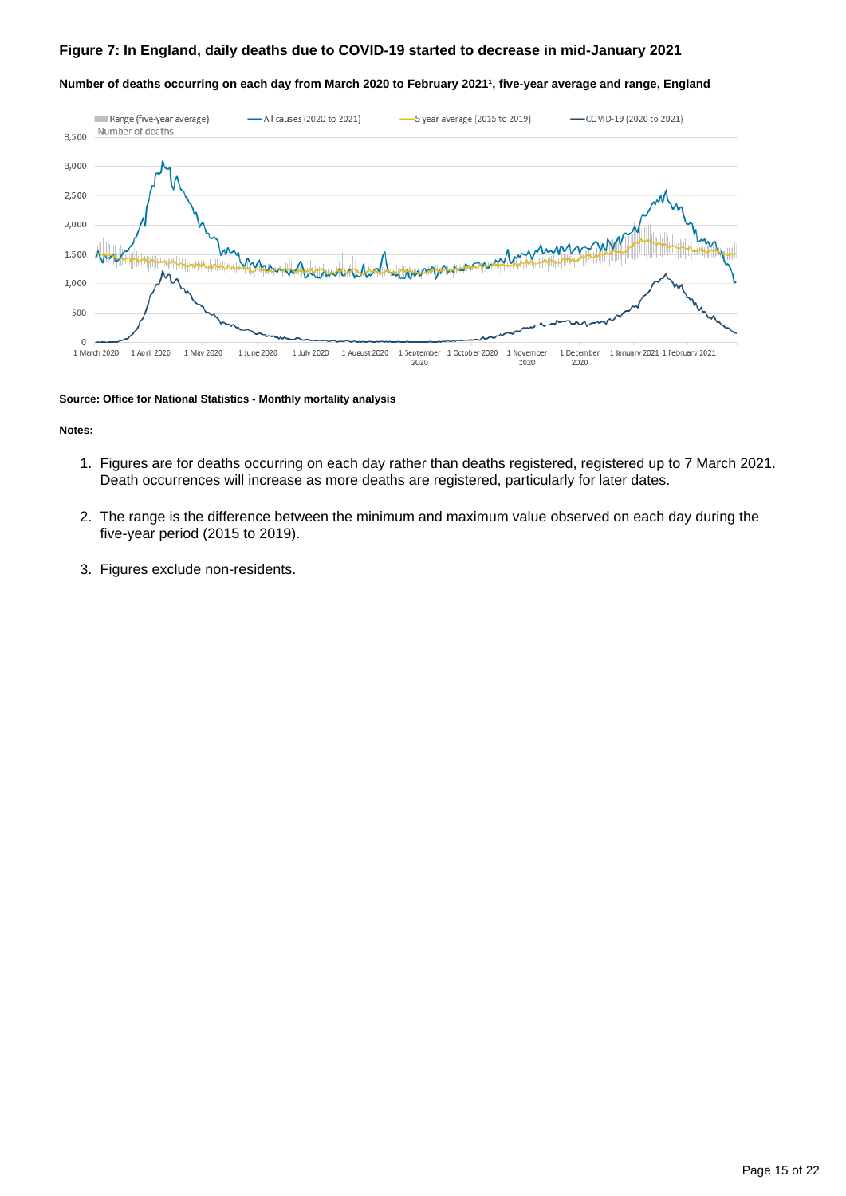### Figure 7: In England, daily deaths due to COVID-19 started to decrease in mid-January 2021

**Number of deaths occurring on each day from March 2020 to February 2021[1], five-year average and range, England**

**Source: Office for National Statistics - Monthly mortality analysis**

**Notes:**

1. Figures are for deaths occurring on each day rather than deaths registered, registered up to 7 March 2021. Death occurrences will increase as more deaths are registered, particularly for later dates.
2. The range is the difference between the minimum and maximum value observed on each day during the five-year period (2015 to 2019).
3. Figures exclude non-residents.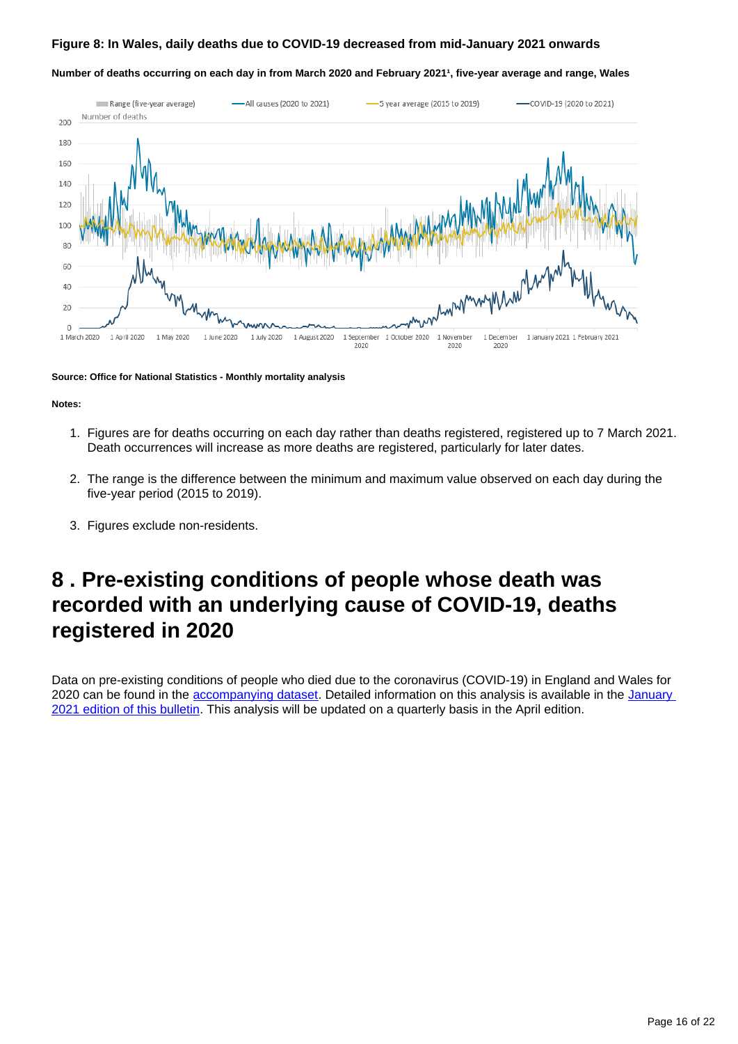**Figure 8: In Wales, daily deaths due to COVID-19 decreased from mid-January 2021 onwards**

**Number of deaths occurring on each day in from March 2020 and February 2021[1], five-year average and range, Wales**

**Source: Office for National Statistics - Monthly mortality analysis**

**Notes:**

1. Figures are for deaths occurring on each day rather than deaths registered, registered up to 7 March 2021. Death occurrences will increase as more deaths are registered, particularly for later dates.
2. The range is the difference between the minimum and maximum value observed on each day during the five-year period (2015 to 2019).
3. Figures exclude non-residents.

# 8 . Pre-existing conditions of people whose death was recorded with an underlying cause of COVID-19, deaths registered in 2020

Data on pre-existing conditions of people who died due to the coronavirus (COVID-19) in England and Wales for 2020 can be found in the accompanying dataset. Detailed information on this analysis is available in the January 2021 edition of this bulletin. This analysis will be updated on a quarterly basis in the April edition.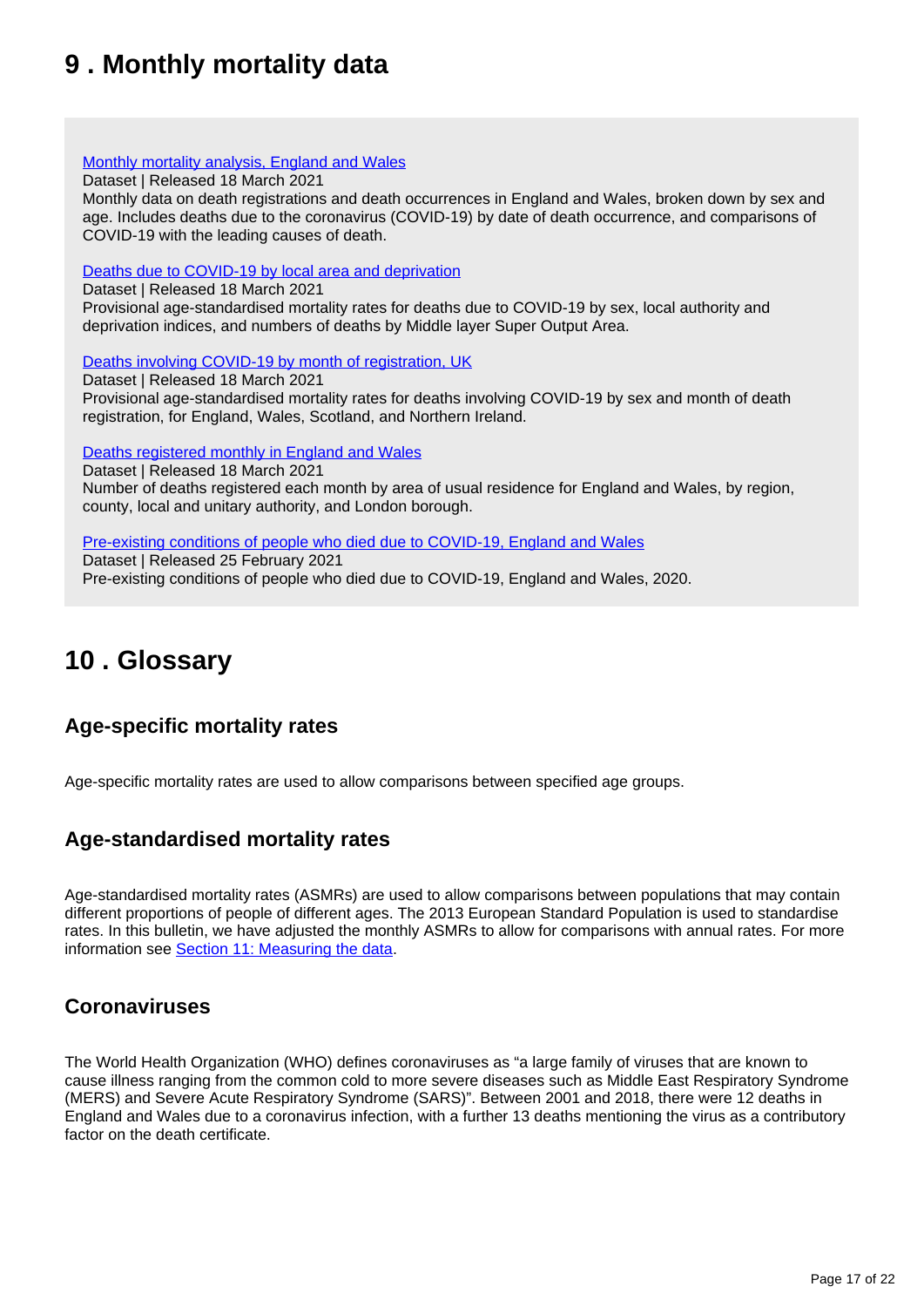# 9 . Monthly mortality data

[Monthly mortality analysis, England and Wales](#)
Dataset | Released 18 March 2021
Monthly data on death registrations and death occurrences in England and Wales, broken down by sex and age. Includes deaths due to the coronavirus (COVID-19) by date of death occurrence, and comparisons of COVID-19 with the leading causes of death.

[Deaths due to COVID-19 by local area and deprivation](#)
Dataset | Released 18 March 2021
Provisional age-standardised mortality rates for deaths due to COVID-19 by sex, local authority and deprivation indices, and numbers of deaths by Middle layer Super Output Area.

[Deaths involving COVID-19 by month of registration, UK](#)
Dataset | Released 18 March 2021
Provisional age-standardised mortality rates for deaths involving COVID-19 by sex and month of death registration, for England, Wales, Scotland, and Northern Ireland.

[Deaths registered monthly in England and Wales](#)
Dataset | Released 18 March 2021
Number of deaths registered each month by area of usual residence for England and Wales, by region, county, local and unitary authority, and London borough.

[Pre-existing conditions of people who died due to COVID-19, England and Wales](#)
Dataset | Released 25 February 2021
Pre-existing conditions of people who died due to COVID-19, England and Wales, 2020.

# 10 . Glossary

## Age-specific mortality rates

Age-specific mortality rates are used to allow comparisons between specified age groups.

## Age-standardised mortality rates

Age-standardised mortality rates (ASMRs) are used to allow comparisons between populations that may contain different proportions of people of different ages. The 2013 European Standard Population is used to standardise rates. In this bulletin, we have adjusted the monthly ASMRs to allow for comparisons with annual rates. For more information see [Section 11: Measuring the data](#).

## Coronaviruses

The World Health Organization (WHO) defines coronaviruses as "a large family of viruses that are known to cause illness ranging from the common cold to more severe diseases such as Middle East Respiratory Syndrome (MERS) and Severe Acute Respiratory Syndrome (SARS)". Between 2001 and 2018, there were 12 deaths in England and Wales due to a coronavirus infection, with a further 13 deaths mentioning the virus as a contributory factor on the death certificate.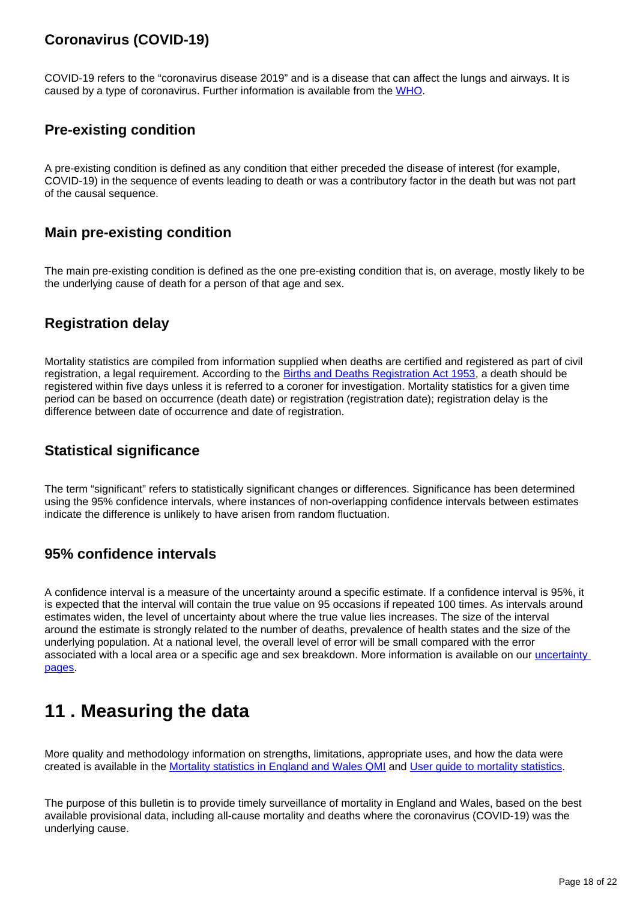### Coronavirus (COVID-19)

COVID-19 refers to the "coronavirus disease 2019" and is a disease that can affect the lungs and airways. It is caused by a type of coronavirus. Further information is available from the WHO.

### Pre-existing condition

A pre-existing condition is defined as any condition that either preceded the disease of interest (for example, COVID-19) in the sequence of events leading to death or was a contributory factor in the death but was not part of the causal sequence.

### Main pre-existing condition

The main pre-existing condition is defined as the one pre-existing condition that is, on average, mostly likely to be the underlying cause of death for a person of that age and sex.

### Registration delay

Mortality statistics are compiled from information supplied when deaths are certified and registered as part of civil registration, a legal requirement. According to the Births and Deaths Registration Act 1953, a death should be registered within five days unless it is referred to a coroner for investigation. Mortality statistics for a given time period can be based on occurrence (death date) or registration (registration date); registration delay is the difference between date of occurrence and date of registration.

### Statistical significance

The term "significant" refers to statistically significant changes or differences. Significance has been determined using the 95% confidence intervals, where instances of non-overlapping confidence intervals between estimates indicate the difference is unlikely to have arisen from random fluctuation.

### 95% confidence intervals

A confidence interval is a measure of the uncertainty around a specific estimate. If a confidence interval is 95%, it is expected that the interval will contain the true value on 95 occasions if repeated 100 times. As intervals around estimates widen, the level of uncertainty about where the true value lies increases. The size of the interval around the estimate is strongly related to the number of deaths, prevalence of health states and the size of the underlying population. At a national level, the overall level of error will be small compared with the error associated with a local area or a specific age and sex breakdown. More information is available on our uncertainty pages.

## 11 . Measuring the data

More quality and methodology information on strengths, limitations, appropriate uses, and how the data were created is available in the Mortality statistics in England and Wales QMI and User guide to mortality statistics.

The purpose of this bulletin is to provide timely surveillance of mortality in England and Wales, based on the best available provisional data, including all-cause mortality and deaths where the coronavirus (COVID-19) was the underlying cause.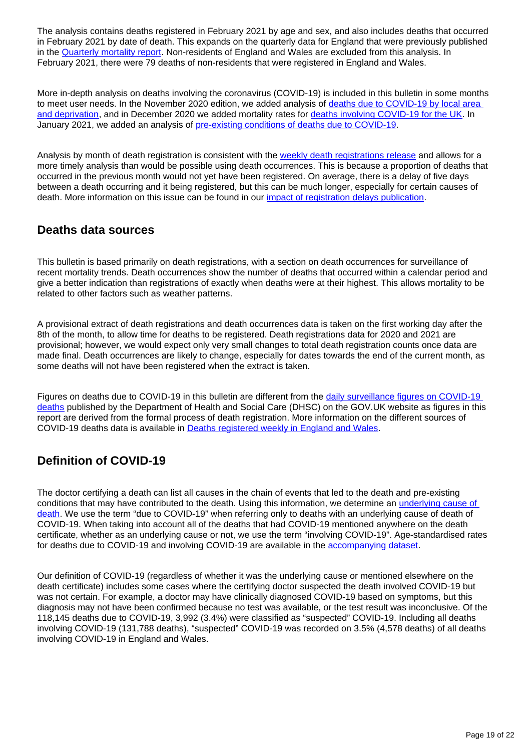The analysis contains deaths registered in February 2021 by age and sex, and also includes deaths that occurred in February 2021 by date of death. This expands on the quarterly data for England that were previously published in the Quarterly mortality report. Non-residents of England and Wales are excluded from this analysis. In February 2021, there were 79 deaths of non-residents that were registered in England and Wales.

More in-depth analysis on deaths involving the coronavirus (COVID-19) is included in this bulletin in some months to meet user needs. In the November 2020 edition, we added analysis of deaths due to COVID-19 by local area and deprivation, and in December 2020 we added mortality rates for deaths involving COVID-19 for the UK. In January 2021, we added an analysis of pre-existing conditions of deaths due to COVID-19.

Analysis by month of death registration is consistent with the weekly death registrations release and allows for a more timely analysis than would be possible using death occurrences. This is because a proportion of deaths that occurred in the previous month would not yet have been registered. On average, there is a delay of five days between a death occurring and it being registered, but this can be much longer, especially for certain causes of death. More information on this issue can be found in our impact of registration delays publication.

## Deaths data sources

This bulletin is based primarily on death registrations, with a section on death occurrences for surveillance of recent mortality trends. Death occurrences show the number of deaths that occurred within a calendar period and give a better indication than registrations of exactly when deaths were at their highest. This allows mortality to be related to other factors such as weather patterns.

A provisional extract of death registrations and death occurrences data is taken on the first working day after the 8th of the month, to allow time for deaths to be registered. Death registrations data for 2020 and 2021 are provisional; however, we would expect only very small changes to total death registration counts once data are made final. Death occurrences are likely to change, especially for dates towards the end of the current month, as some deaths will not have been registered when the extract is taken.

Figures on deaths due to COVID-19 in this bulletin are different from the daily surveillance figures on COVID-19 deaths published by the Department of Health and Social Care (DHSC) on the GOV.UK website as figures in this report are derived from the formal process of death registration. More information on the different sources of COVID-19 deaths data is available in Deaths registered weekly in England and Wales.

## Definition of COVID-19

The doctor certifying a death can list all causes in the chain of events that led to the death and pre-existing conditions that may have contributed to the death. Using this information, we determine an underlying cause of death. We use the term "due to COVID-19" when referring only to deaths with an underlying cause of death of COVID-19. When taking into account all of the deaths that had COVID-19 mentioned anywhere on the death certificate, whether as an underlying cause or not, we use the term "involving COVID-19". Age-standardised rates for deaths due to COVID-19 and involving COVID-19 are available in the accompanying dataset.

Our definition of COVID-19 (regardless of whether it was the underlying cause or mentioned elsewhere on the death certificate) includes some cases where the certifying doctor suspected the death involved COVID-19 but was not certain. For example, a doctor may have clinically diagnosed COVID-19 based on symptoms, but this diagnosis may not have been confirmed because no test was available, or the test result was inconclusive. Of the 118,145 deaths due to COVID-19, 3,992 (3.4%) were classified as "suspected" COVID-19. Including all deaths involving COVID-19 (131,788 deaths), "suspected" COVID-19 was recorded on 3.5% (4,578 deaths) of all deaths involving COVID-19 in England and Wales.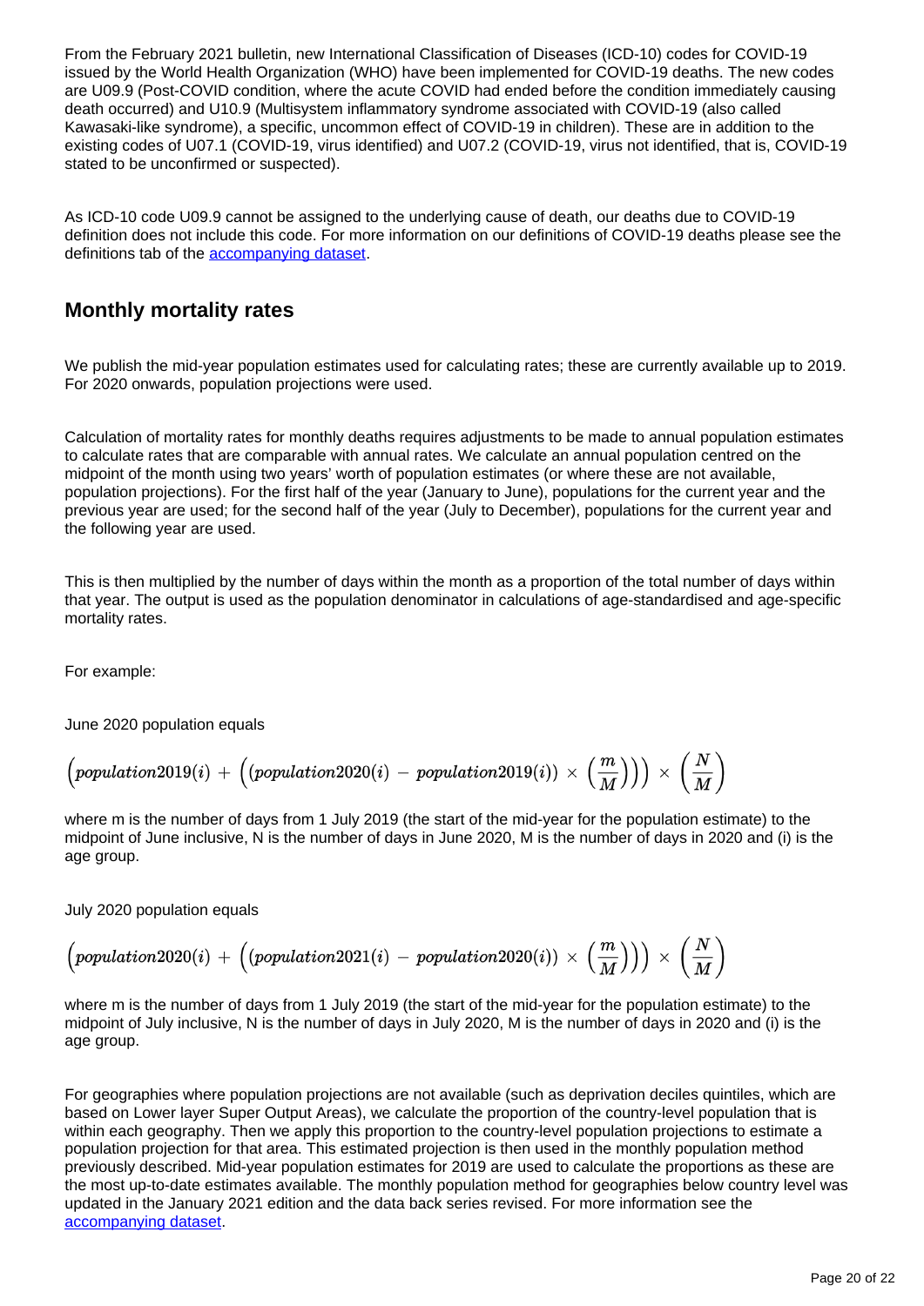From the February 2021 bulletin, new International Classification of Diseases (ICD-10) codes for COVID-19 issued by the World Health Organization (WHO) have been implemented for COVID-19 deaths. The new codes are U09.9 (Post-COVID condition, where the acute COVID had ended before the condition immediately causing death occurred) and U10.9 (Multisystem inflammatory syndrome associated with COVID-19 (also called Kawasaki-like syndrome), a specific, uncommon effect of COVID-19 in children). These are in addition to the existing codes of U07.1 (COVID-19, virus identified) and U07.2 (COVID-19, virus not identified, that is, COVID-19 stated to be unconfirmed or suspected).

As ICD-10 code U09.9 cannot be assigned to the underlying cause of death, our deaths due to COVID-19 definition does not include this code. For more information on our definitions of COVID-19 deaths please see the definitions tab of the [accompanying dataset](accompanying dataset).

## Monthly mortality rates

We publish the mid-year population estimates used for calculating rates; these are currently available up to 2019. For 2020 onwards, population projections were used.

Calculation of mortality rates for monthly deaths requires adjustments to be made to annual population estimates to calculate rates that are comparable with annual rates. We calculate an annual population centred on the midpoint of the month using two years' worth of population estimates (or where these are not available, population projections). For the first half of the year (January to June), populations for the current year and the previous year are used; for the second half of the year (July to December), populations for the current year and the following year are used.

This is then multiplied by the number of days within the month as a proportion of the total number of days within that year. The output is used as the population denominator in calculations of age-standardised and age-specific mortality rates.

For example:

June 2020 population equals

$$\left(population2019(i) + \left((population2020(i) - population2019(i)) \times \left(\frac{m}{M}\right)\right)\right) \times \left(\frac{N}{M}\right)$$

where m is the number of days from 1 July 2019 (the start of the mid-year for the population estimate) to the midpoint of June inclusive, N is the number of days in June 2020, M is the number of days in 2020 and (i) is the age group.

July 2020 population equals

$$\left(population2020(i) + \left((population2021(i) - population2020(i)) \times \left(\frac{m}{M}\right)\right)\right) \times \left(\frac{N}{M}\right)$$

where m is the number of days from 1 July 2019 (the start of the mid-year for the population estimate) to the midpoint of July inclusive, N is the number of days in July 2020, M is the number of days in 2020 and (i) is the age group.

For geographies where population projections are not available (such as deprivation deciles quintiles, which are based on Lower layer Super Output Areas), we calculate the proportion of the country-level population that is within each geography. Then we apply this proportion to the country-level population projections to estimate a population projection for that area. This estimated projection is then used in the monthly population method previously described. Mid-year population estimates for 2019 are used to calculate the proportions as these are the most up-to-date estimates available. The monthly population method for geographies below country level was updated in the January 2021 edition and the data back series revised. For more information see the [accompanying dataset](accompanying dataset).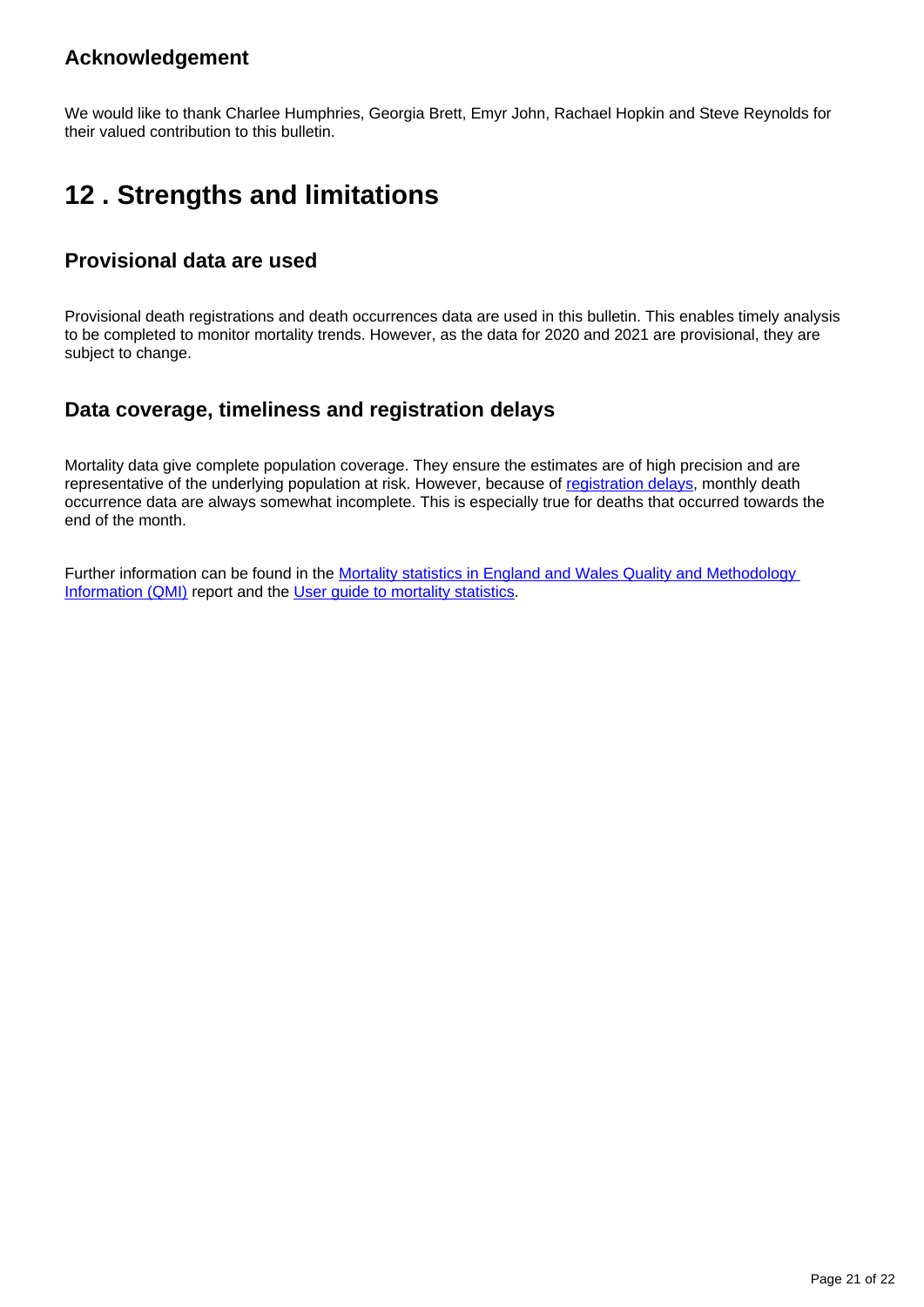### Acknowledgement

We would like to thank Charlee Humphries, Georgia Brett, Emyr John, Rachael Hopkin and Steve Reynolds for their valued contribution to this bulletin.

## 12 . Strengths and limitations

### Provisional data are used

Provisional death registrations and death occurrences data are used in this bulletin. This enables timely analysis to be completed to monitor mortality trends. However, as the data for 2020 and 2021 are provisional, they are subject to change.

### Data coverage, timeliness and registration delays

Mortality data give complete population coverage. They ensure the estimates are of high precision and are representative of the underlying population at risk. However, because of registration delays, monthly death occurrence data are always somewhat incomplete. This is especially true for deaths that occurred towards the end of the month.

Further information can be found in the Mortality statistics in England and Wales Quality and Methodology Information (QMI) report and the User guide to mortality statistics.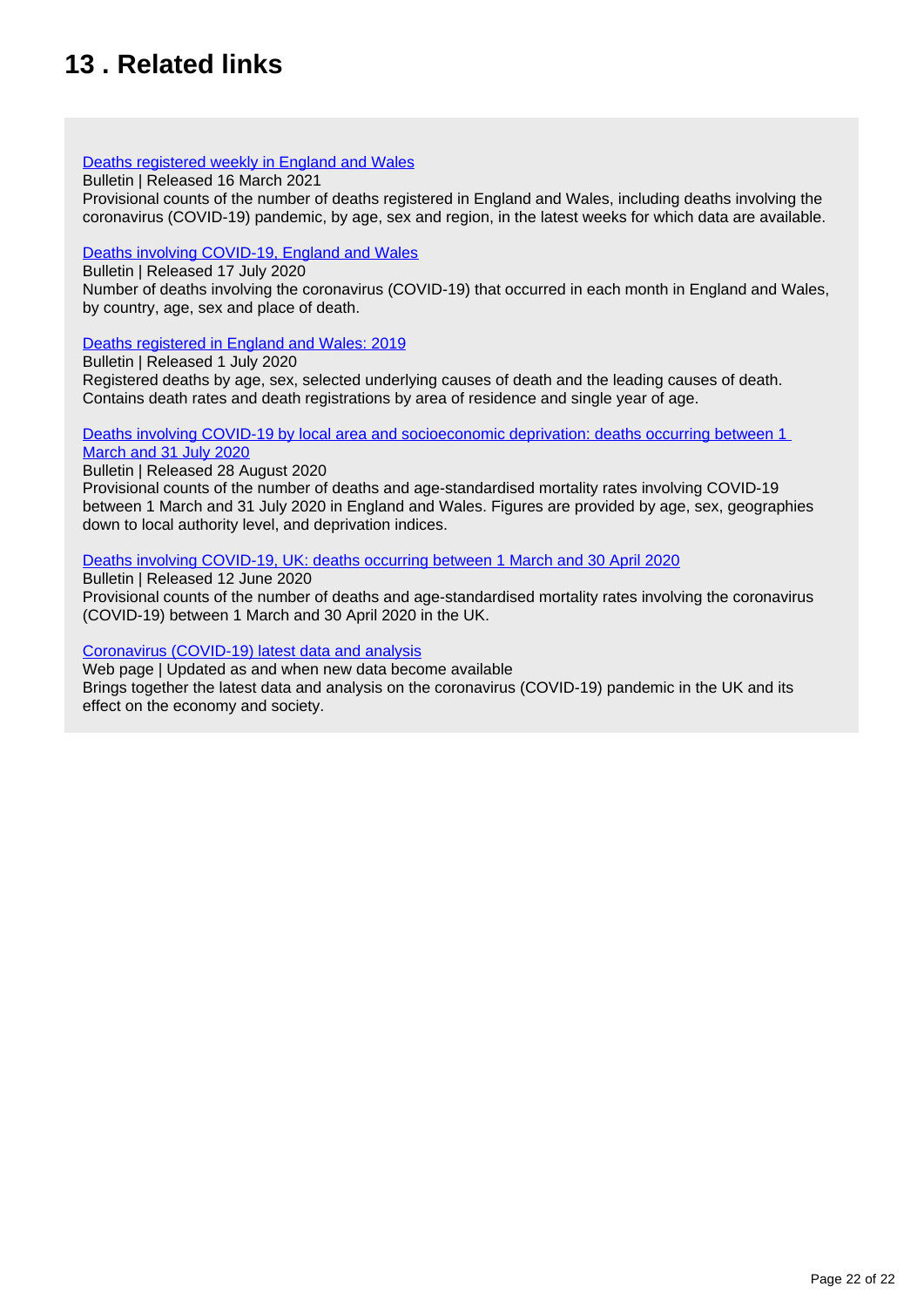# 13 . Related links

[Deaths registered weekly in England and Wales]
Bulletin | Released 16 March 2021
Provisional counts of the number of deaths registered in England and Wales, including deaths involving the coronavirus (COVID-19) pandemic, by age, sex and region, in the latest weeks for which data are available.

[Deaths involving COVID-19, England and Wales]
Bulletin | Released 17 July 2020
Number of deaths involving the coronavirus (COVID-19) that occurred in each month in England and Wales, by country, age, sex and place of death.

[Deaths registered in England and Wales: 2019]
Bulletin | Released 1 July 2020
Registered deaths by age, sex, selected underlying causes of death and the leading causes of death. Contains death rates and death registrations by area of residence and single year of age.

[Deaths involving COVID-19 by local area and socioeconomic deprivation: deaths occurring between 1 March and 31 July 2020]
Bulletin | Released 28 August 2020
Provisional counts of the number of deaths and age-standardised mortality rates involving COVID-19 between 1 March and 31 July 2020 in England and Wales. Figures are provided by age, sex, geographies down to local authority level, and deprivation indices.

[Deaths involving COVID-19, UK: deaths occurring between 1 March and 30 April 2020]
Bulletin | Released 12 June 2020
Provisional counts of the number of deaths and age-standardised mortality rates involving the coronavirus (COVID-19) between 1 March and 30 April 2020 in the UK.

[Coronavirus (COVID-19) latest data and analysis]
Web page | Updated as and when new data become available
Brings together the latest data and analysis on the coronavirus (COVID-19) pandemic in the UK and its effect on the economy and society.